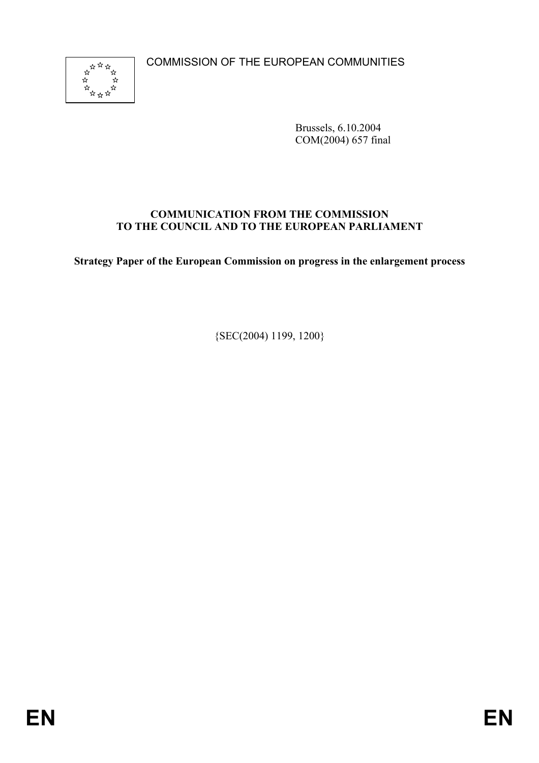COMMISSION OF THE EUROPEAN COMMUNITIES

Brussels, 6.10.2004
COM(2004) 657 final

**COMMUNICATION FROM THE COMMISSION TO THE COUNCIL AND TO THE EUROPEAN PARLIAMENT**

**Strategy Paper of the European Commission on progress in the enlargement process**

{SEC(2004) 1199, 1200}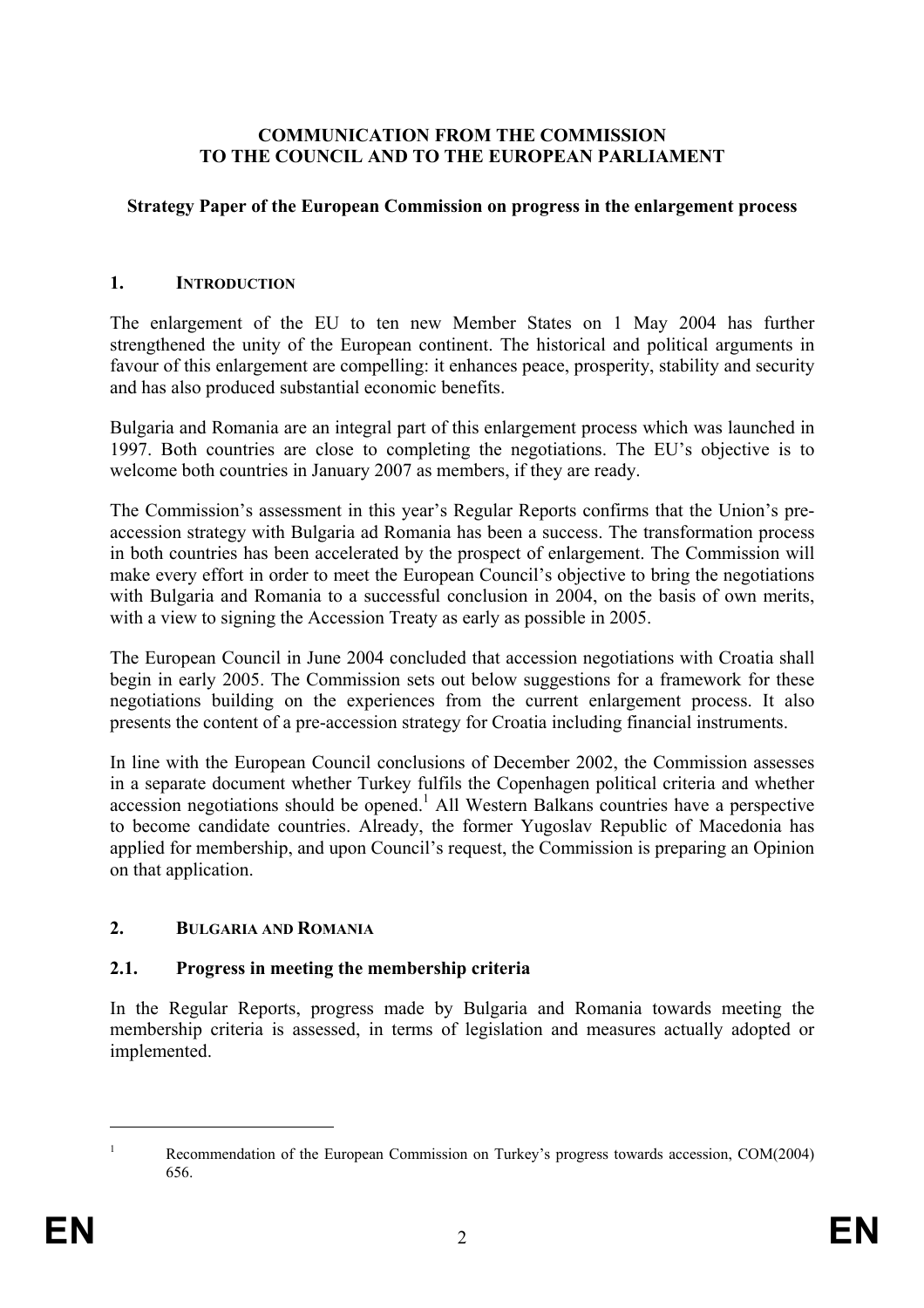**COMMUNICATION FROM THE COMMISSION TO THE COUNCIL AND TO THE EUROPEAN PARLIAMENT**

**Strategy Paper of the European Commission on progress in the enlargement process**

## 1. INTRODUCTION

The enlargement of the EU to ten new Member States on 1 May 2004 has further strengthened the unity of the European continent. The historical and political arguments in favour of this enlargement are compelling: it enhances peace, prosperity, stability and security and has also produced substantial economic benefits.

Bulgaria and Romania are an integral part of this enlargement process which was launched in 1997. Both countries are close to completing the negotiations. The EU's objective is to welcome both countries in January 2007 as members, if they are ready.

The Commission's assessment in this year's Regular Reports confirms that the Union's pre-accession strategy with Bulgaria ad Romania has been a success. The transformation process in both countries has been accelerated by the prospect of enlargement. The Commission will make every effort in order to meet the European Council's objective to bring the negotiations with Bulgaria and Romania to a successful conclusion in 2004, on the basis of own merits, with a view to signing the Accession Treaty as early as possible in 2005.

The European Council in June 2004 concluded that accession negotiations with Croatia shall begin in early 2005. The Commission sets out below suggestions for a framework for these negotiations building on the experiences from the current enlargement process. It also presents the content of a pre-accession strategy for Croatia including financial instruments.

In line with the European Council conclusions of December 2002, the Commission assesses in a separate document whether Turkey fulfils the Copenhagen political criteria and whether accession negotiations should be opened.[1] All Western Balkans countries have a perspective to become candidate countries. Already, the former Yugoslav Republic of Macedonia has applied for membership, and upon Council's request, the Commission is preparing an Opinion on that application.

## 2. BULGARIA AND ROMANIA

### 2.1. Progress in meeting the membership criteria

In the Regular Reports, progress made by Bulgaria and Romania towards meeting the membership criteria is assessed, in terms of legislation and measures actually adopted or implemented.

---

[1] Recommendation of the European Commission on Turkey's progress towards accession, COM(2004) 656.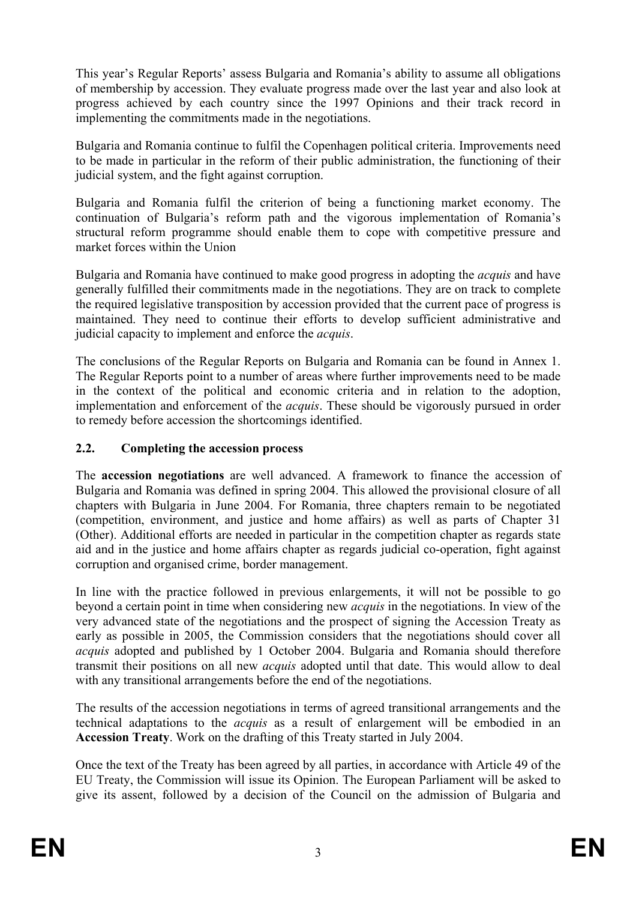This year's Regular Reports' assess Bulgaria and Romania's ability to assume all obligations of membership by accession. They evaluate progress made over the last year and also look at progress achieved by each country since the 1997 Opinions and their track record in implementing the commitments made in the negotiations.

Bulgaria and Romania continue to fulfil the Copenhagen political criteria. Improvements need to be made in particular in the reform of their public administration, the functioning of their judicial system, and the fight against corruption.

Bulgaria and Romania fulfil the criterion of being a functioning market economy. The continuation of Bulgaria's reform path and the vigorous implementation of Romania's structural reform programme should enable them to cope with competitive pressure and market forces within the Union

Bulgaria and Romania have continued to make good progress in adopting the *acquis* and have generally fulfilled their commitments made in the negotiations. They are on track to complete the required legislative transposition by accession provided that the current pace of progress is maintained. They need to continue their efforts to develop sufficient administrative and judicial capacity to implement and enforce the *acquis*.

The conclusions of the Regular Reports on Bulgaria and Romania can be found in Annex 1. The Regular Reports point to a number of areas where further improvements need to be made in the context of the political and economic criteria and in relation to the adoption, implementation and enforcement of the *acquis*. These should be vigorously pursued in order to remedy before accession the shortcomings identified.

### 2.2. Completing the accession process

The **accession negotiations** are well advanced. A framework to finance the accession of Bulgaria and Romania was defined in spring 2004. This allowed the provisional closure of all chapters with Bulgaria in June 2004. For Romania, three chapters remain to be negotiated (competition, environment, and justice and home affairs) as well as parts of Chapter 31 (Other). Additional efforts are needed in particular in the competition chapter as regards state aid and in the justice and home affairs chapter as regards judicial co-operation, fight against corruption and organised crime, border management.

In line with the practice followed in previous enlargements, it will not be possible to go beyond a certain point in time when considering new *acquis* in the negotiations. In view of the very advanced state of the negotiations and the prospect of signing the Accession Treaty as early as possible in 2005, the Commission considers that the negotiations should cover all *acquis* adopted and published by 1 October 2004. Bulgaria and Romania should therefore transmit their positions on all new *acquis* adopted until that date. This would allow to deal with any transitional arrangements before the end of the negotiations.

The results of the accession negotiations in terms of agreed transitional arrangements and the technical adaptations to the *acquis* as a result of enlargement will be embodied in an **Accession Treaty**. Work on the drafting of this Treaty started in July 2004.

Once the text of the Treaty has been agreed by all parties, in accordance with Article 49 of the EU Treaty, the Commission will issue its Opinion. The European Parliament will be asked to give its assent, followed by a decision of the Council on the admission of Bulgaria and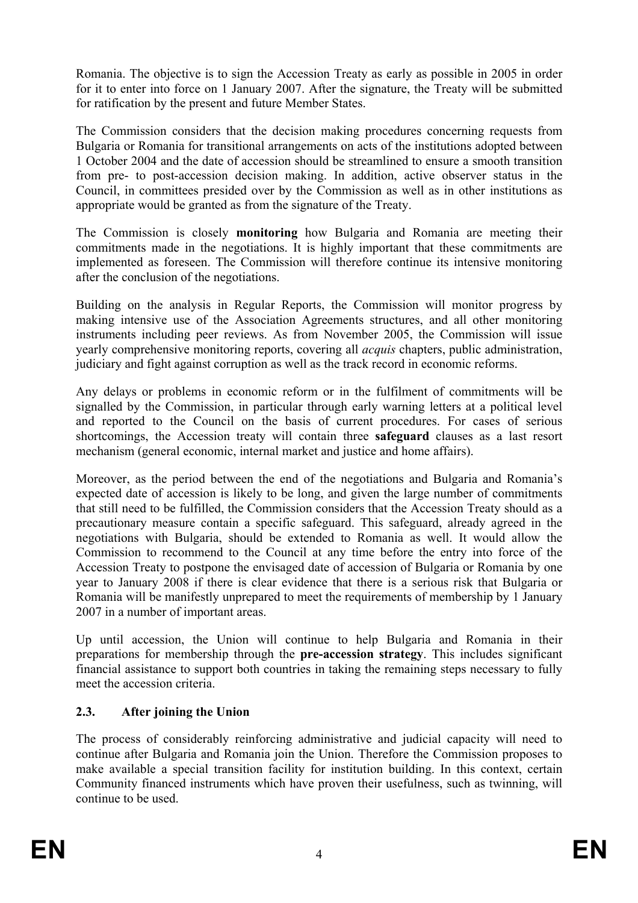Romania. The objective is to sign the Accession Treaty as early as possible in 2005 in order for it to enter into force on 1 January 2007. After the signature, the Treaty will be submitted for ratification by the present and future Member States.

The Commission considers that the decision making procedures concerning requests from Bulgaria or Romania for transitional arrangements on acts of the institutions adopted between 1 October 2004 and the date of accession should be streamlined to ensure a smooth transition from pre- to post-accession decision making. In addition, active observer status in the Council, in committees presided over by the Commission as well as in other institutions as appropriate would be granted as from the signature of the Treaty.

The Commission is closely **monitoring** how Bulgaria and Romania are meeting their commitments made in the negotiations. It is highly important that these commitments are implemented as foreseen. The Commission will therefore continue its intensive monitoring after the conclusion of the negotiations.

Building on the analysis in Regular Reports, the Commission will monitor progress by making intensive use of the Association Agreements structures, and all other monitoring instruments including peer reviews. As from November 2005, the Commission will issue yearly comprehensive monitoring reports, covering all *acquis* chapters, public administration, judiciary and fight against corruption as well as the track record in economic reforms.

Any delays or problems in economic reform or in the fulfilment of commitments will be signalled by the Commission, in particular through early warning letters at a political level and reported to the Council on the basis of current procedures. For cases of serious shortcomings, the Accession treaty will contain three **safeguard** clauses as a last resort mechanism (general economic, internal market and justice and home affairs).

Moreover, as the period between the end of the negotiations and Bulgaria and Romania's expected date of accession is likely to be long, and given the large number of commitments that still need to be fulfilled, the Commission considers that the Accession Treaty should as a precautionary measure contain a specific safeguard. This safeguard, already agreed in the negotiations with Bulgaria, should be extended to Romania as well. It would allow the Commission to recommend to the Council at any time before the entry into force of the Accession Treaty to postpone the envisaged date of accession of Bulgaria or Romania by one year to January 2008 if there is clear evidence that there is a serious risk that Bulgaria or Romania will be manifestly unprepared to meet the requirements of membership by 1 January 2007 in a number of important areas.

Up until accession, the Union will continue to help Bulgaria and Romania in their preparations for membership through the **pre-accession strategy**. This includes significant financial assistance to support both countries in taking the remaining steps necessary to fully meet the accession criteria.

### 2.3. After joining the Union

The process of considerably reinforcing administrative and judicial capacity will need to continue after Bulgaria and Romania join the Union. Therefore the Commission proposes to make available a special transition facility for institution building. In this context, certain Community financed instruments which have proven their usefulness, such as twinning, will continue to be used.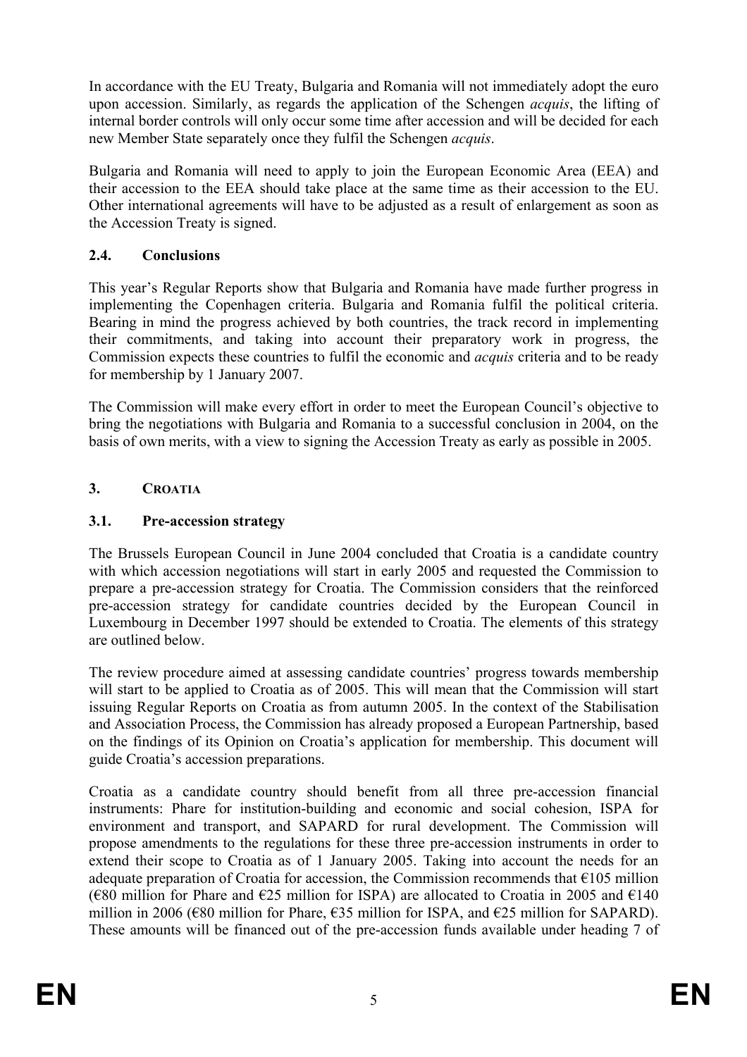In accordance with the EU Treaty, Bulgaria and Romania will not immediately adopt the euro upon accession. Similarly, as regards the application of the Schengen *acquis*, the lifting of internal border controls will only occur some time after accession and will be decided for each new Member State separately once they fulfil the Schengen *acquis*.

Bulgaria and Romania will need to apply to join the European Economic Area (EEA) and their accession to the EEA should take place at the same time as their accession to the EU. Other international agreements will have to be adjusted as a result of enlargement as soon as the Accession Treaty is signed.

### 2.4. Conclusions

This year's Regular Reports show that Bulgaria and Romania have made further progress in implementing the Copenhagen criteria. Bulgaria and Romania fulfil the political criteria. Bearing in mind the progress achieved by both countries, the track record in implementing their commitments, and taking into account their preparatory work in progress, the Commission expects these countries to fulfil the economic and *acquis* criteria and to be ready for membership by 1 January 2007.

The Commission will make every effort in order to meet the European Council's objective to bring the negotiations with Bulgaria and Romania to a successful conclusion in 2004, on the basis of own merits, with a view to signing the Accession Treaty as early as possible in 2005.

## 3. CROATIA

### 3.1. Pre-accession strategy

The Brussels European Council in June 2004 concluded that Croatia is a candidate country with which accession negotiations will start in early 2005 and requested the Commission to prepare a pre-accession strategy for Croatia. The Commission considers that the reinforced pre-accession strategy for candidate countries decided by the European Council in Luxembourg in December 1997 should be extended to Croatia. The elements of this strategy are outlined below.

The review procedure aimed at assessing candidate countries' progress towards membership will start to be applied to Croatia as of 2005. This will mean that the Commission will start issuing Regular Reports on Croatia as from autumn 2005. In the context of the Stabilisation and Association Process, the Commission has already proposed a European Partnership, based on the findings of its Opinion on Croatia's application for membership. This document will guide Croatia's accession preparations.

Croatia as a candidate country should benefit from all three pre-accession financial instruments: Phare for institution-building and economic and social cohesion, ISPA for environment and transport, and SAPARD for rural development. The Commission will propose amendments to the regulations for these three pre-accession instruments in order to extend their scope to Croatia as of 1 January 2005. Taking into account the needs for an adequate preparation of Croatia for accession, the Commission recommends that €105 million (€80 million for Phare and €25 million for ISPA) are allocated to Croatia in 2005 and €140 million in 2006 (€80 million for Phare, €35 million for ISPA, and €25 million for SAPARD). These amounts will be financed out of the pre-accession funds available under heading 7 of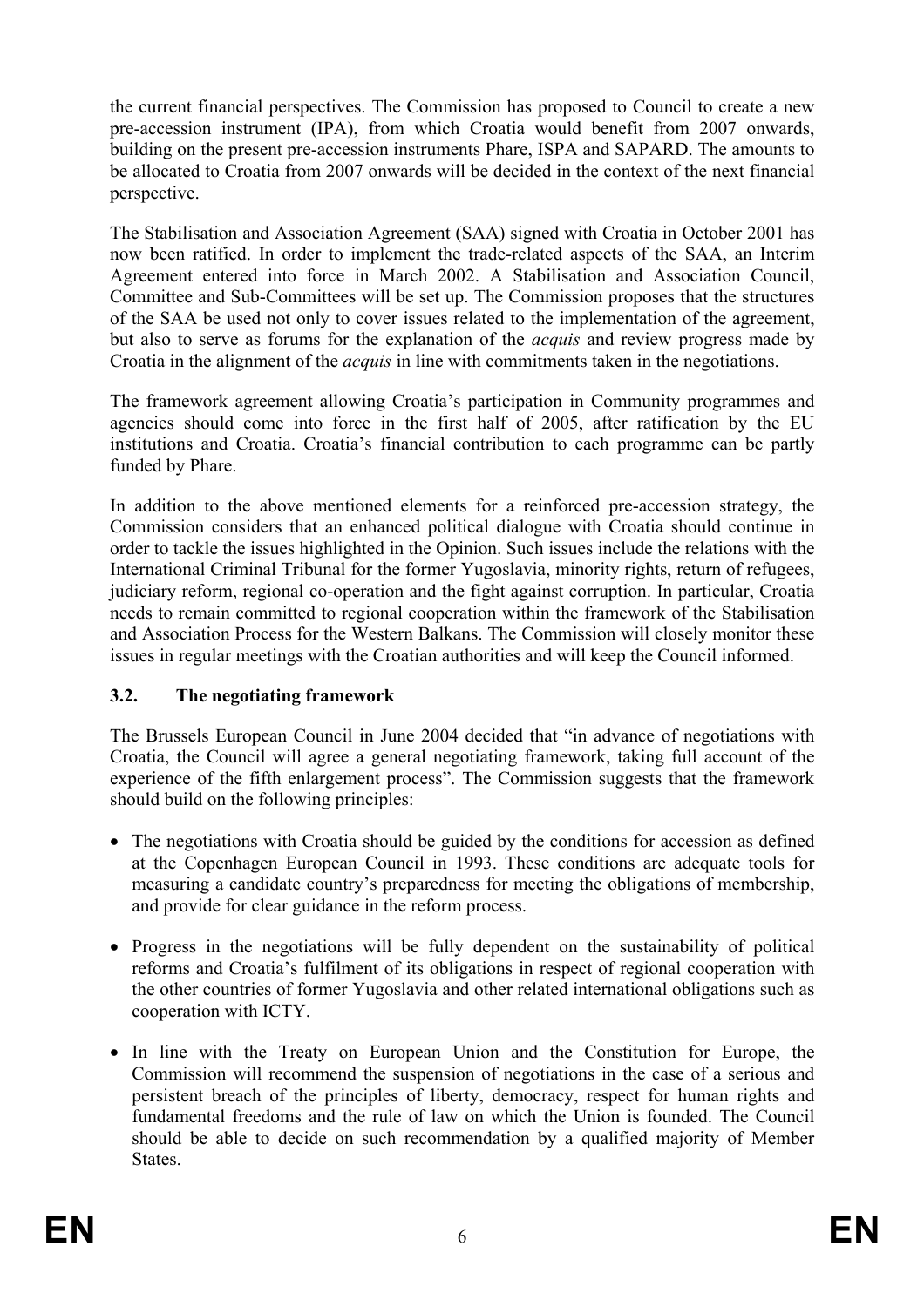the current financial perspectives. The Commission has proposed to Council to create a new pre-accession instrument (IPA), from which Croatia would benefit from 2007 onwards, building on the present pre-accession instruments Phare, ISPA and SAPARD. The amounts to be allocated to Croatia from 2007 onwards will be decided in the context of the next financial perspective.

The Stabilisation and Association Agreement (SAA) signed with Croatia in October 2001 has now been ratified. In order to implement the trade-related aspects of the SAA, an Interim Agreement entered into force in March 2002. A Stabilisation and Association Council, Committee and Sub-Committees will be set up. The Commission proposes that the structures of the SAA be used not only to cover issues related to the implementation of the agreement, but also to serve as forums for the explanation of the *acquis* and review progress made by Croatia in the alignment of the *acquis* in line with commitments taken in the negotiations.

The framework agreement allowing Croatia's participation in Community programmes and agencies should come into force in the first half of 2005, after ratification by the EU institutions and Croatia. Croatia's financial contribution to each programme can be partly funded by Phare.

In addition to the above mentioned elements for a reinforced pre-accession strategy, the Commission considers that an enhanced political dialogue with Croatia should continue in order to tackle the issues highlighted in the Opinion. Such issues include the relations with the International Criminal Tribunal for the former Yugoslavia, minority rights, return of refugees, judiciary reform, regional co-operation and the fight against corruption. In particular, Croatia needs to remain committed to regional cooperation within the framework of the Stabilisation and Association Process for the Western Balkans. The Commission will closely monitor these issues in regular meetings with the Croatian authorities and will keep the Council informed.

### 3.2. The negotiating framework

The Brussels European Council in June 2004 decided that "in advance of negotiations with Croatia, the Council will agree a general negotiating framework, taking full account of the experience of the fifth enlargement process". The Commission suggests that the framework should build on the following principles:

- The negotiations with Croatia should be guided by the conditions for accession as defined at the Copenhagen European Council in 1993. These conditions are adequate tools for measuring a candidate country's preparedness for meeting the obligations of membership, and provide for clear guidance in the reform process.

- Progress in the negotiations will be fully dependent on the sustainability of political reforms and Croatia's fulfilment of its obligations in respect of regional cooperation with the other countries of former Yugoslavia and other related international obligations such as cooperation with ICTY.

- In line with the Treaty on European Union and the Constitution for Europe, the Commission will recommend the suspension of negotiations in the case of a serious and persistent breach of the principles of liberty, democracy, respect for human rights and fundamental freedoms and the rule of law on which the Union is founded. The Council should be able to decide on such recommendation by a qualified majority of Member States.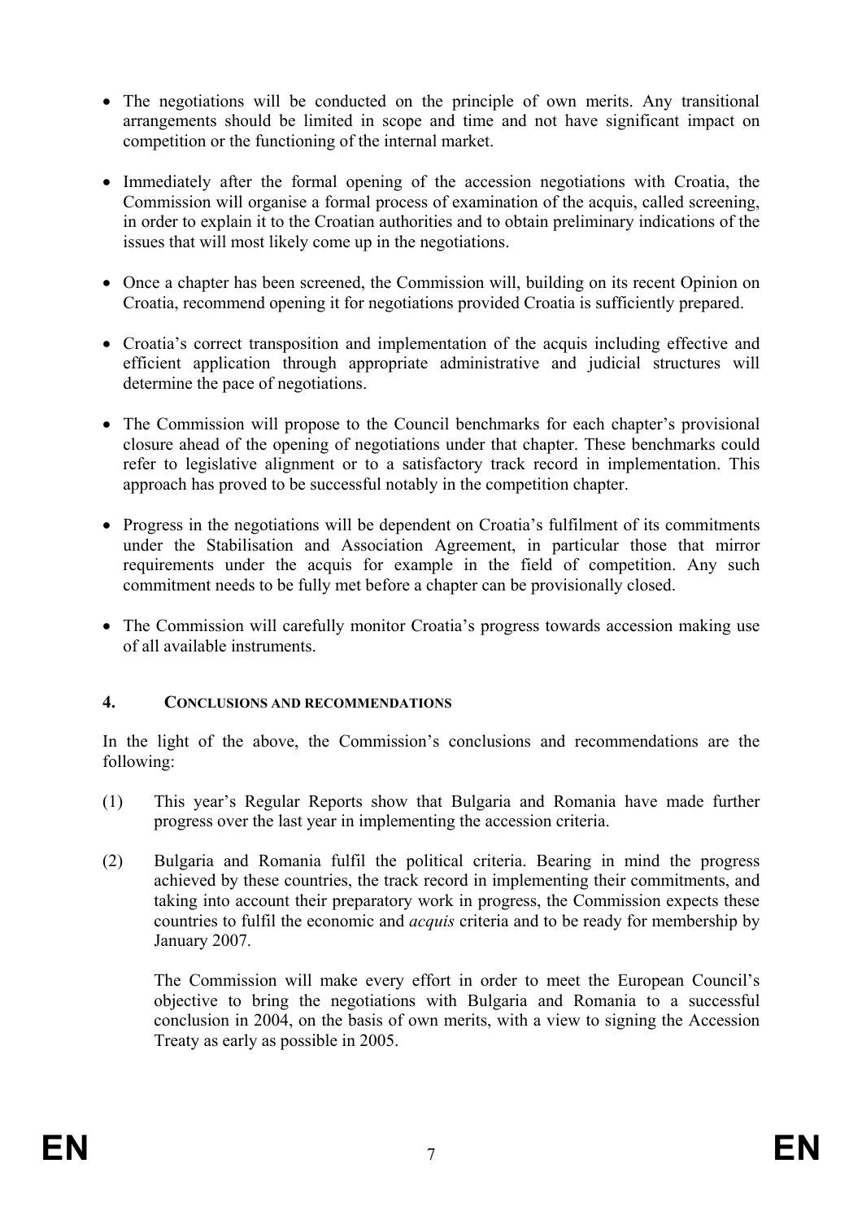- The negotiations will be conducted on the principle of own merits. Any transitional arrangements should be limited in scope and time and not have significant impact on competition or the functioning of the internal market.

- Immediately after the formal opening of the accession negotiations with Croatia, the Commission will organise a formal process of examination of the acquis, called screening, in order to explain it to the Croatian authorities and to obtain preliminary indications of the issues that will most likely come up in the negotiations.

- Once a chapter has been screened, the Commission will, building on its recent Opinion on Croatia, recommend opening it for negotiations provided Croatia is sufficiently prepared.

- Croatia's correct transposition and implementation of the acquis including effective and efficient application through appropriate administrative and judicial structures will determine the pace of negotiations.

- The Commission will propose to the Council benchmarks for each chapter's provisional closure ahead of the opening of negotiations under that chapter. These benchmarks could refer to legislative alignment or to a satisfactory track record in implementation. This approach has proved to be successful notably in the competition chapter.

- Progress in the negotiations will be dependent on Croatia's fulfilment of its commitments under the Stabilisation and Association Agreement, in particular those that mirror requirements under the acquis for example in the field of competition. Any such commitment needs to be fully met before a chapter can be provisionally closed.

- The Commission will carefully monitor Croatia's progress towards accession making use of all available instruments.

## 4. CONCLUSIONS AND RECOMMENDATIONS

In the light of the above, the Commission's conclusions and recommendations are the following:

(1) This year's Regular Reports show that Bulgaria and Romania have made further progress over the last year in implementing the accession criteria.

(2) Bulgaria and Romania fulfil the political criteria. Bearing in mind the progress achieved by these countries, the track record in implementing their commitments, and taking into account their preparatory work in progress, the Commission expects these countries to fulfil the economic and *acquis* criteria and to be ready for membership by January 2007.

The Commission will make every effort in order to meet the European Council's objective to bring the negotiations with Bulgaria and Romania to a successful conclusion in 2004, on the basis of own merits, with a view to signing the Accession Treaty as early as possible in 2005.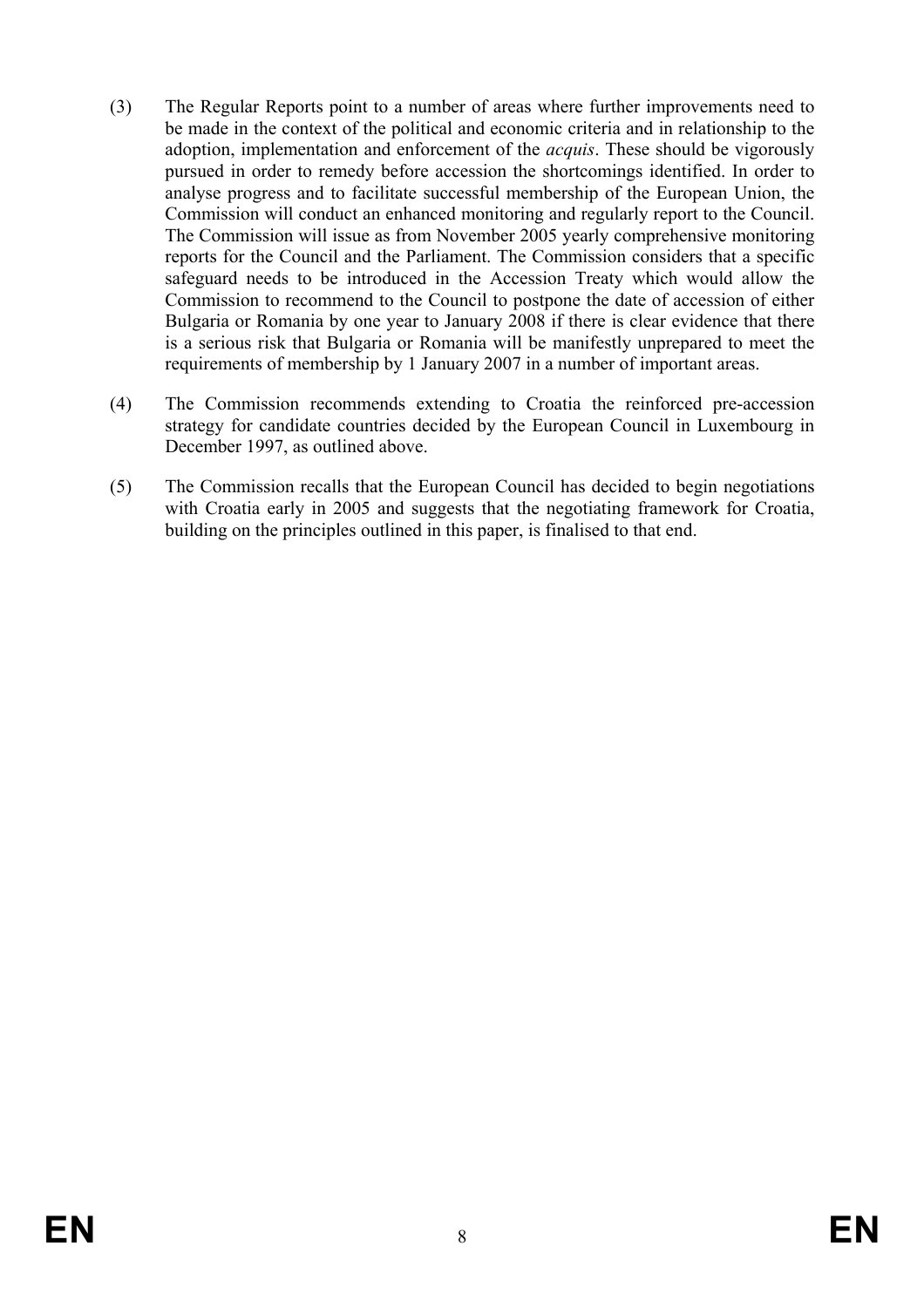(3) The Regular Reports point to a number of areas where further improvements need to be made in the context of the political and economic criteria and in relationship to the adoption, implementation and enforcement of the *acquis*. These should be vigorously pursued in order to remedy before accession the shortcomings identified. In order to analyse progress and to facilitate successful membership of the European Union, the Commission will conduct an enhanced monitoring and regularly report to the Council. The Commission will issue as from November 2005 yearly comprehensive monitoring reports for the Council and the Parliament. The Commission considers that a specific safeguard needs to be introduced in the Accession Treaty which would allow the Commission to recommend to the Council to postpone the date of accession of either Bulgaria or Romania by one year to January 2008 if there is clear evidence that there is a serious risk that Bulgaria or Romania will be manifestly unprepared to meet the requirements of membership by 1 January 2007 in a number of important areas.

(4) The Commission recommends extending to Croatia the reinforced pre-accession strategy for candidate countries decided by the European Council in Luxembourg in December 1997, as outlined above.

(5) The Commission recalls that the European Council has decided to begin negotiations with Croatia early in 2005 and suggests that the negotiating framework for Croatia, building on the principles outlined in this paper, is finalised to that end.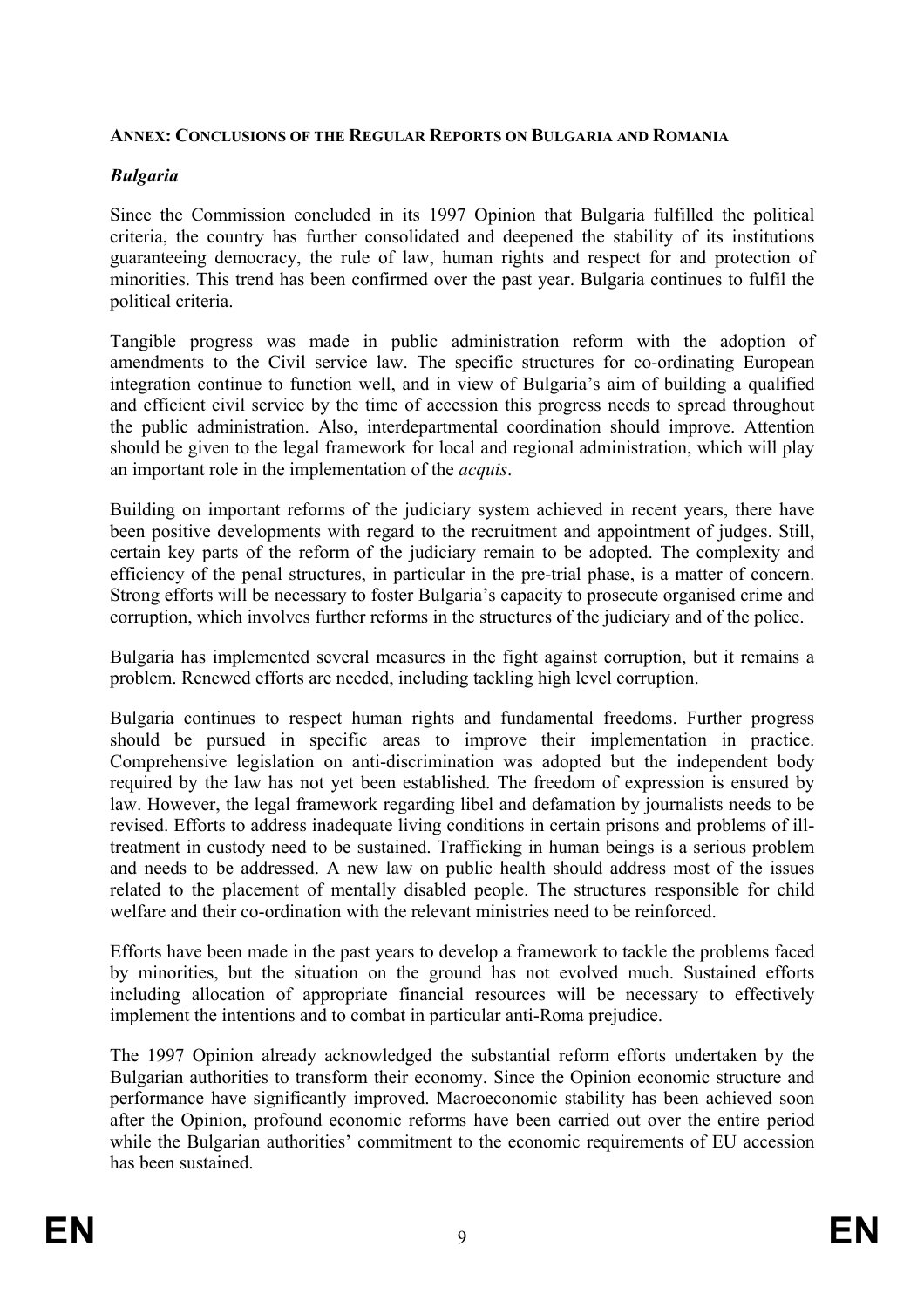## ANNEX: CONCLUSIONS OF THE REGULAR REPORTS ON BULGARIA AND ROMANIA

### *Bulgaria*

Since the Commission concluded in its 1997 Opinion that Bulgaria fulfilled the political criteria, the country has further consolidated and deepened the stability of its institutions guaranteeing democracy, the rule of law, human rights and respect for and protection of minorities. This trend has been confirmed over the past year. Bulgaria continues to fulfil the political criteria.

Tangible progress was made in public administration reform with the adoption of amendments to the Civil service law. The specific structures for co-ordinating European integration continue to function well, and in view of Bulgaria's aim of building a qualified and efficient civil service by the time of accession this progress needs to spread throughout the public administration. Also, interdepartmental coordination should improve. Attention should be given to the legal framework for local and regional administration, which will play an important role in the implementation of the *acquis*.

Building on important reforms of the judiciary system achieved in recent years, there have been positive developments with regard to the recruitment and appointment of judges. Still, certain key parts of the reform of the judiciary remain to be adopted. The complexity and efficiency of the penal structures, in particular in the pre-trial phase, is a matter of concern. Strong efforts will be necessary to foster Bulgaria's capacity to prosecute organised crime and corruption, which involves further reforms in the structures of the judiciary and of the police.

Bulgaria has implemented several measures in the fight against corruption, but it remains a problem. Renewed efforts are needed, including tackling high level corruption.

Bulgaria continues to respect human rights and fundamental freedoms. Further progress should be pursued in specific areas to improve their implementation in practice. Comprehensive legislation on anti-discrimination was adopted but the independent body required by the law has not yet been established. The freedom of expression is ensured by law. However, the legal framework regarding libel and defamation by journalists needs to be revised. Efforts to address inadequate living conditions in certain prisons and problems of ill-treatment in custody need to be sustained. Trafficking in human beings is a serious problem and needs to be addressed. A new law on public health should address most of the issues related to the placement of mentally disabled people. The structures responsible for child welfare and their co-ordination with the relevant ministries need to be reinforced.

Efforts have been made in the past years to develop a framework to tackle the problems faced by minorities, but the situation on the ground has not evolved much. Sustained efforts including allocation of appropriate financial resources will be necessary to effectively implement the intentions and to combat in particular anti-Roma prejudice.

The 1997 Opinion already acknowledged the substantial reform efforts undertaken by the Bulgarian authorities to transform their economy. Since the Opinion economic structure and performance have significantly improved. Macroeconomic stability has been achieved soon after the Opinion, profound economic reforms have been carried out over the entire period while the Bulgarian authorities' commitment to the economic requirements of EU accession has been sustained.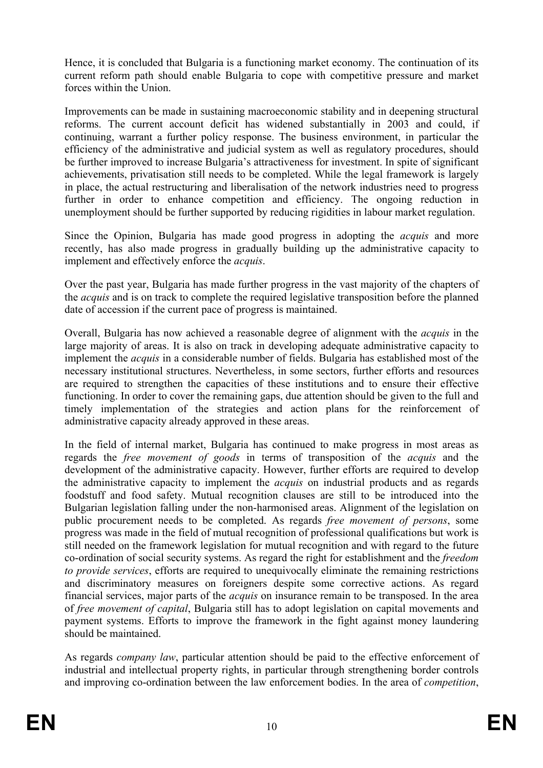Hence, it is concluded that Bulgaria is a functioning market economy. The continuation of its current reform path should enable Bulgaria to cope with competitive pressure and market forces within the Union.

Improvements can be made in sustaining macroeconomic stability and in deepening structural reforms. The current account deficit has widened substantially in 2003 and could, if continuing, warrant a further policy response. The business environment, in particular the efficiency of the administrative and judicial system as well as regulatory procedures, should be further improved to increase Bulgaria's attractiveness for investment. In spite of significant achievements, privatisation still needs to be completed. While the legal framework is largely in place, the actual restructuring and liberalisation of the network industries need to progress further in order to enhance competition and efficiency. The ongoing reduction in unemployment should be further supported by reducing rigidities in labour market regulation.

Since the Opinion, Bulgaria has made good progress in adopting the *acquis* and more recently, has also made progress in gradually building up the administrative capacity to implement and effectively enforce the *acquis*.

Over the past year, Bulgaria has made further progress in the vast majority of the chapters of the *acquis* and is on track to complete the required legislative transposition before the planned date of accession if the current pace of progress is maintained.

Overall, Bulgaria has now achieved a reasonable degree of alignment with the *acquis* in the large majority of areas. It is also on track in developing adequate administrative capacity to implement the *acquis* in a considerable number of fields. Bulgaria has established most of the necessary institutional structures. Nevertheless, in some sectors, further efforts and resources are required to strengthen the capacities of these institutions and to ensure their effective functioning. In order to cover the remaining gaps, due attention should be given to the full and timely implementation of the strategies and action plans for the reinforcement of administrative capacity already approved in these areas.

In the field of internal market, Bulgaria has continued to make progress in most areas as regards the *free movement of goods* in terms of transposition of the *acquis* and the development of the administrative capacity. However, further efforts are required to develop the administrative capacity to implement the *acquis* on industrial products and as regards foodstuff and food safety. Mutual recognition clauses are still to be introduced into the Bulgarian legislation falling under the non-harmonised areas. Alignment of the legislation on public procurement needs to be completed. As regards *free movement of persons*, some progress was made in the field of mutual recognition of professional qualifications but work is still needed on the framework legislation for mutual recognition and with regard to the future co-ordination of social security systems. As regard the right for establishment and the *freedom to provide services*, efforts are required to unequivocally eliminate the remaining restrictions and discriminatory measures on foreigners despite some corrective actions. As regard financial services, major parts of the *acquis* on insurance remain to be transposed. In the area of *free movement of capital*, Bulgaria still has to adopt legislation on capital movements and payment systems. Efforts to improve the framework in the fight against money laundering should be maintained.

As regards *company law*, particular attention should be paid to the effective enforcement of industrial and intellectual property rights, in particular through strengthening border controls and improving co-ordination between the law enforcement bodies. In the area of *competition*,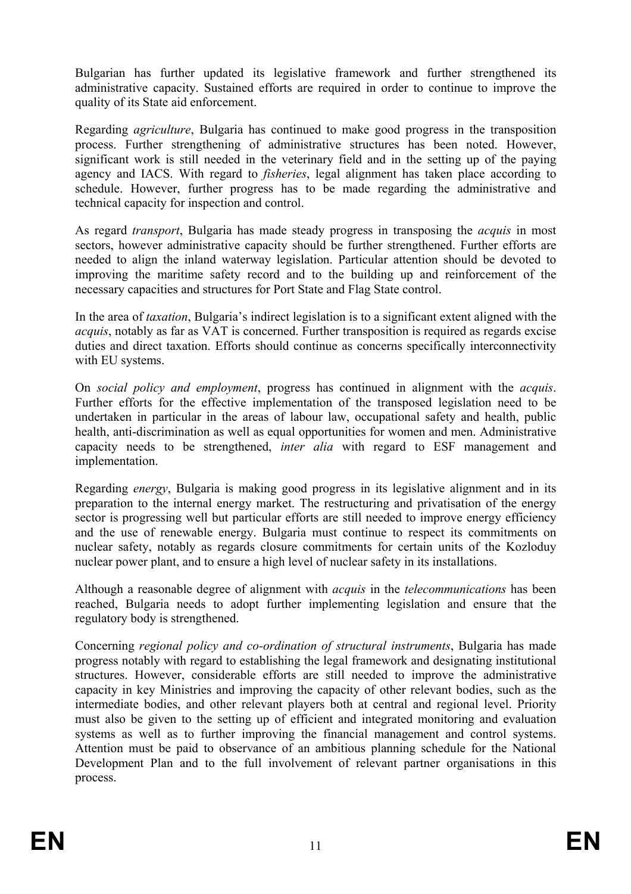Bulgarian has further updated its legislative framework and further strengthened its administrative capacity. Sustained efforts are required in order to continue to improve the quality of its State aid enforcement.

Regarding *agriculture*, Bulgaria has continued to make good progress in the transposition process. Further strengthening of administrative structures has been noted. However, significant work is still needed in the veterinary field and in the setting up of the paying agency and IACS. With regard to *fisheries*, legal alignment has taken place according to schedule. However, further progress has to be made regarding the administrative and technical capacity for inspection and control.

As regard *transport*, Bulgaria has made steady progress in transposing the *acquis* in most sectors, however administrative capacity should be further strengthened. Further efforts are needed to align the inland waterway legislation. Particular attention should be devoted to improving the maritime safety record and to the building up and reinforcement of the necessary capacities and structures for Port State and Flag State control.

In the area of *taxation*, Bulgaria's indirect legislation is to a significant extent aligned with the *acquis*, notably as far as VAT is concerned. Further transposition is required as regards excise duties and direct taxation. Efforts should continue as concerns specifically interconnectivity with EU systems.

On *social policy and employment*, progress has continued in alignment with the *acquis*. Further efforts for the effective implementation of the transposed legislation need to be undertaken in particular in the areas of labour law, occupational safety and health, public health, anti-discrimination as well as equal opportunities for women and men. Administrative capacity needs to be strengthened, *inter alia* with regard to ESF management and implementation.

Regarding *energy*, Bulgaria is making good progress in its legislative alignment and in its preparation to the internal energy market. The restructuring and privatisation of the energy sector is progressing well but particular efforts are still needed to improve energy efficiency and the use of renewable energy. Bulgaria must continue to respect its commitments on nuclear safety, notably as regards closure commitments for certain units of the Kozloduy nuclear power plant, and to ensure a high level of nuclear safety in its installations.

Although a reasonable degree of alignment with *acquis* in the *telecommunications* has been reached, Bulgaria needs to adopt further implementing legislation and ensure that the regulatory body is strengthened.

Concerning *regional policy and co-ordination of structural instruments*, Bulgaria has made progress notably with regard to establishing the legal framework and designating institutional structures. However, considerable efforts are still needed to improve the administrative capacity in key Ministries and improving the capacity of other relevant bodies, such as the intermediate bodies, and other relevant players both at central and regional level. Priority must also be given to the setting up of efficient and integrated monitoring and evaluation systems as well as to further improving the financial management and control systems. Attention must be paid to observance of an ambitious planning schedule for the National Development Plan and to the full involvement of relevant partner organisations in this process.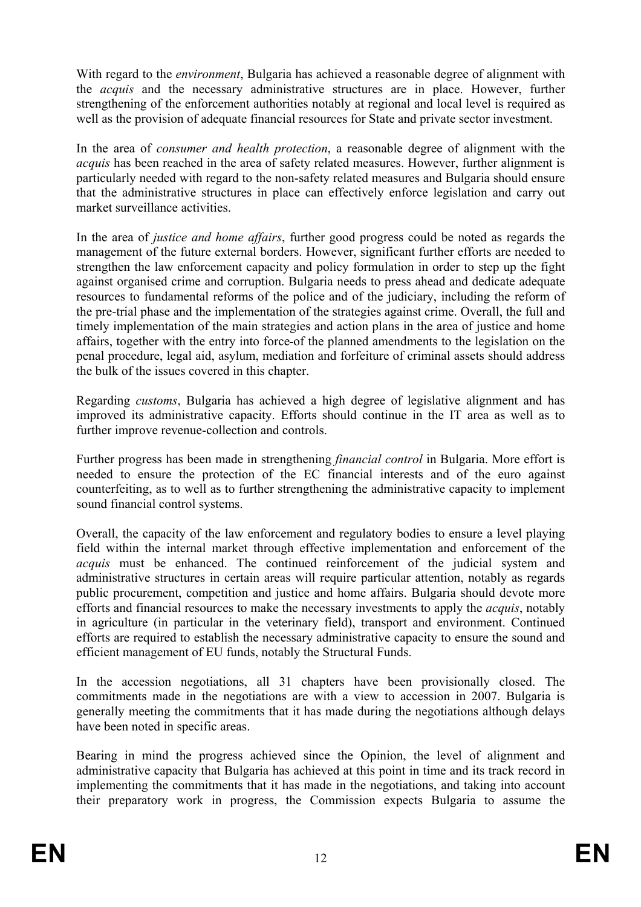With regard to the *environment*, Bulgaria has achieved a reasonable degree of alignment with the *acquis* and the necessary administrative structures are in place. However, further strengthening of the enforcement authorities notably at regional and local level is required as well as the provision of adequate financial resources for State and private sector investment.

In the area of *consumer and health protection*, a reasonable degree of alignment with the *acquis* has been reached in the area of safety related measures. However, further alignment is particularly needed with regard to the non-safety related measures and Bulgaria should ensure that the administrative structures in place can effectively enforce legislation and carry out market surveillance activities.

In the area of *justice and home affairs*, further good progress could be noted as regards the management of the future external borders. However, significant further efforts are needed to strengthen the law enforcement capacity and policy formulation in order to step up the fight against organised crime and corruption. Bulgaria needs to press ahead and dedicate adequate resources to fundamental reforms of the police and of the judiciary, including the reform of the pre-trial phase and the implementation of the strategies against crime. Overall, the full and timely implementation of the main strategies and action plans in the area of justice and home affairs, together with the entry into force of the planned amendments to the legislation on the penal procedure, legal aid, asylum, mediation and forfeiture of criminal assets should address the bulk of the issues covered in this chapter.

Regarding *customs*, Bulgaria has achieved a high degree of legislative alignment and has improved its administrative capacity. Efforts should continue in the IT area as well as to further improve revenue-collection and controls.

Further progress has been made in strengthening *financial control* in Bulgaria. More effort is needed to ensure the protection of the EC financial interests and of the euro against counterfeiting, as to well as to further strengthening the administrative capacity to implement sound financial control systems.

Overall, the capacity of the law enforcement and regulatory bodies to ensure a level playing field within the internal market through effective implementation and enforcement of the *acquis* must be enhanced. The continued reinforcement of the judicial system and administrative structures in certain areas will require particular attention, notably as regards public procurement, competition and justice and home affairs. Bulgaria should devote more efforts and financial resources to make the necessary investments to apply the *acquis*, notably in agriculture (in particular in the veterinary field), transport and environment. Continued efforts are required to establish the necessary administrative capacity to ensure the sound and efficient management of EU funds, notably the Structural Funds.

In the accession negotiations, all 31 chapters have been provisionally closed. The commitments made in the negotiations are with a view to accession in 2007. Bulgaria is generally meeting the commitments that it has made during the negotiations although delays have been noted in specific areas.

Bearing in mind the progress achieved since the Opinion, the level of alignment and administrative capacity that Bulgaria has achieved at this point in time and its track record in implementing the commitments that it has made in the negotiations, and taking into account their preparatory work in progress, the Commission expects Bulgaria to assume the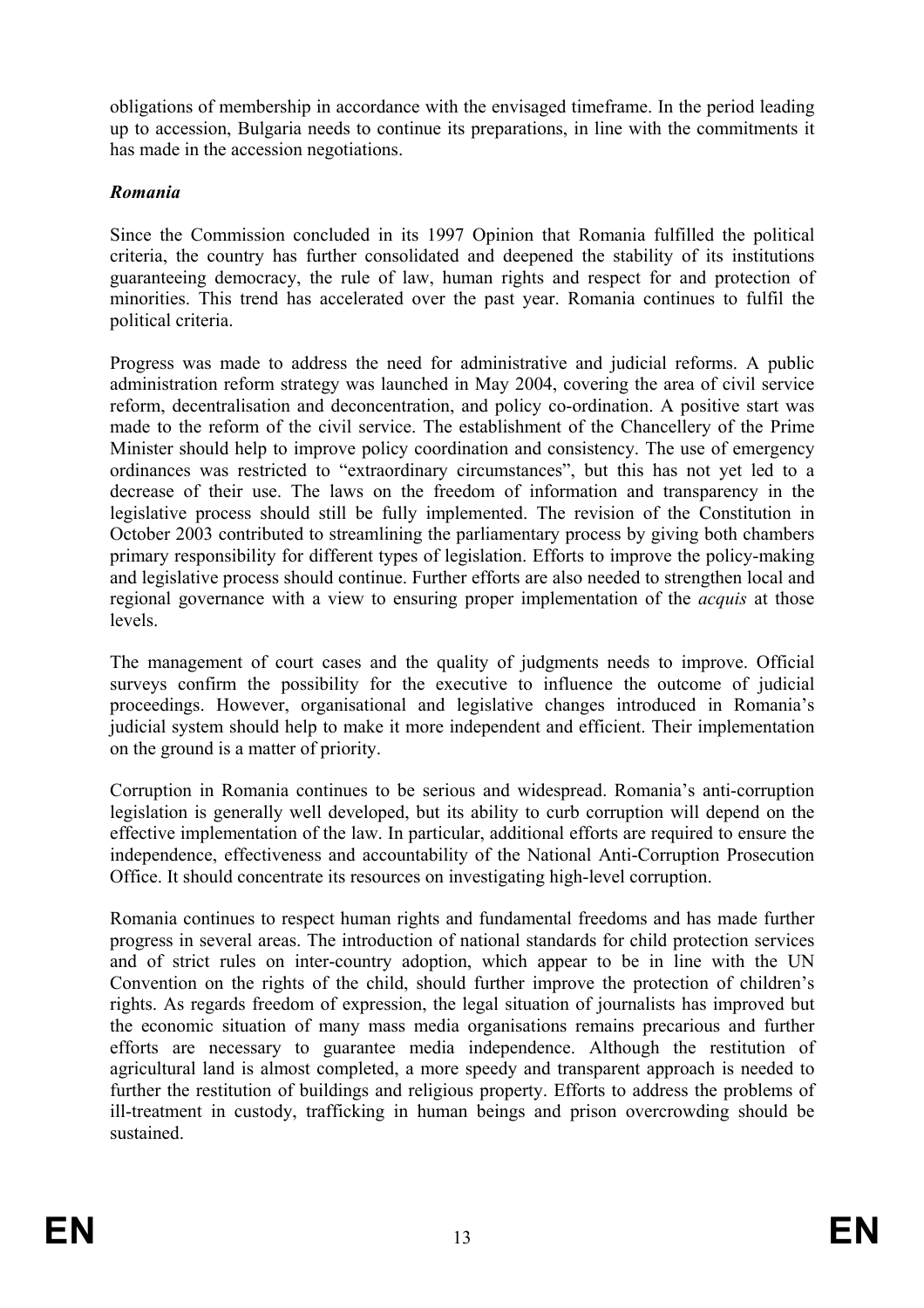obligations of membership in accordance with the envisaged timeframe. In the period leading up to accession, Bulgaria needs to continue its preparations, in line with the commitments it has made in the accession negotiations.

### *Romania*

Since the Commission concluded in its 1997 Opinion that Romania fulfilled the political criteria, the country has further consolidated and deepened the stability of its institutions guaranteeing democracy, the rule of law, human rights and respect for and protection of minorities. This trend has accelerated over the past year. Romania continues to fulfil the political criteria.

Progress was made to address the need for administrative and judicial reforms. A public administration reform strategy was launched in May 2004, covering the area of civil service reform, decentralisation and deconcentration, and policy co-ordination. A positive start was made to the reform of the civil service. The establishment of the Chancellery of the Prime Minister should help to improve policy coordination and consistency. The use of emergency ordinances was restricted to "extraordinary circumstances", but this has not yet led to a decrease of their use. The laws on the freedom of information and transparency in the legislative process should still be fully implemented. The revision of the Constitution in October 2003 contributed to streamlining the parliamentary process by giving both chambers primary responsibility for different types of legislation. Efforts to improve the policy-making and legislative process should continue. Further efforts are also needed to strengthen local and regional governance with a view to ensuring proper implementation of the *acquis* at those levels.

The management of court cases and the quality of judgments needs to improve. Official surveys confirm the possibility for the executive to influence the outcome of judicial proceedings. However, organisational and legislative changes introduced in Romania's judicial system should help to make it more independent and efficient. Their implementation on the ground is a matter of priority.

Corruption in Romania continues to be serious and widespread. Romania's anti-corruption legislation is generally well developed, but its ability to curb corruption will depend on the effective implementation of the law. In particular, additional efforts are required to ensure the independence, effectiveness and accountability of the National Anti-Corruption Prosecution Office. It should concentrate its resources on investigating high-level corruption.

Romania continues to respect human rights and fundamental freedoms and has made further progress in several areas. The introduction of national standards for child protection services and of strict rules on inter-country adoption, which appear to be in line with the UN Convention on the rights of the child, should further improve the protection of children's rights. As regards freedom of expression, the legal situation of journalists has improved but the economic situation of many mass media organisations remains precarious and further efforts are necessary to guarantee media independence. Although the restitution of agricultural land is almost completed, a more speedy and transparent approach is needed to further the restitution of buildings and religious property. Efforts to address the problems of ill-treatment in custody, trafficking in human beings and prison overcrowding should be sustained.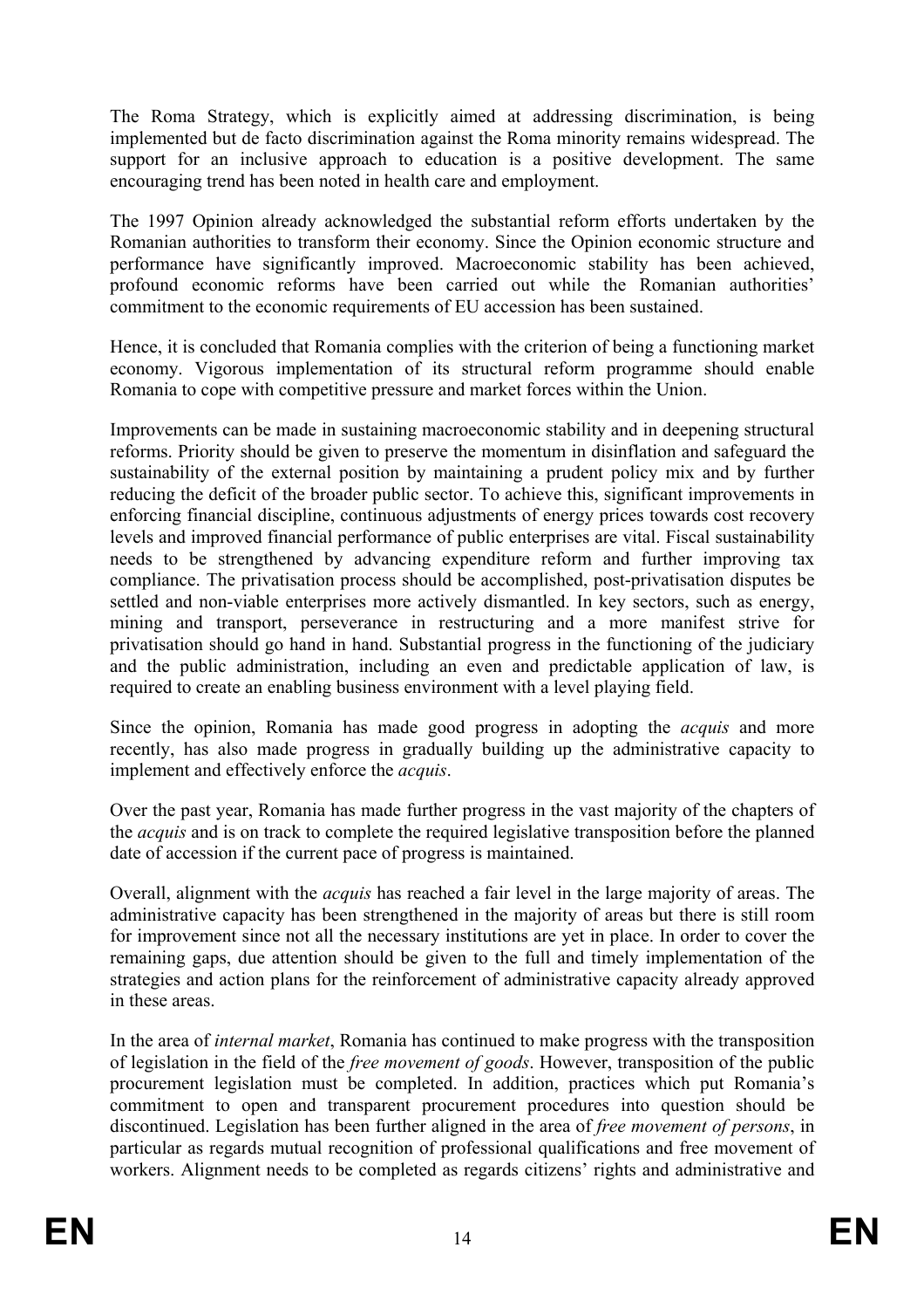The Roma Strategy, which is explicitly aimed at addressing discrimination, is being implemented but de facto discrimination against the Roma minority remains widespread. The support for an inclusive approach to education is a positive development. The same encouraging trend has been noted in health care and employment.

The 1997 Opinion already acknowledged the substantial reform efforts undertaken by the Romanian authorities to transform their economy. Since the Opinion economic structure and performance have significantly improved. Macroeconomic stability has been achieved, profound economic reforms have been carried out while the Romanian authorities' commitment to the economic requirements of EU accession has been sustained.

Hence, it is concluded that Romania complies with the criterion of being a functioning market economy. Vigorous implementation of its structural reform programme should enable Romania to cope with competitive pressure and market forces within the Union.

Improvements can be made in sustaining macroeconomic stability and in deepening structural reforms. Priority should be given to preserve the momentum in disinflation and safeguard the sustainability of the external position by maintaining a prudent policy mix and by further reducing the deficit of the broader public sector. To achieve this, significant improvements in enforcing financial discipline, continuous adjustments of energy prices towards cost recovery levels and improved financial performance of public enterprises are vital. Fiscal sustainability needs to be strengthened by advancing expenditure reform and further improving tax compliance. The privatisation process should be accomplished, post-privatisation disputes be settled and non-viable enterprises more actively dismantled. In key sectors, such as energy, mining and transport, perseverance in restructuring and a more manifest strive for privatisation should go hand in hand. Substantial progress in the functioning of the judiciary and the public administration, including an even and predictable application of law, is required to create an enabling business environment with a level playing field.

Since the opinion, Romania has made good progress in adopting the *acquis* and more recently, has also made progress in gradually building up the administrative capacity to implement and effectively enforce the *acquis*.

Over the past year, Romania has made further progress in the vast majority of the chapters of the *acquis* and is on track to complete the required legislative transposition before the planned date of accession if the current pace of progress is maintained.

Overall, alignment with the *acquis* has reached a fair level in the large majority of areas. The administrative capacity has been strengthened in the majority of areas but there is still room for improvement since not all the necessary institutions are yet in place. In order to cover the remaining gaps, due attention should be given to the full and timely implementation of the strategies and action plans for the reinforcement of administrative capacity already approved in these areas.

In the area of *internal market*, Romania has continued to make progress with the transposition of legislation in the field of the *free movement of goods*. However, transposition of the public procurement legislation must be completed. In addition, practices which put Romania's commitment to open and transparent procurement procedures into question should be discontinued. Legislation has been further aligned in the area of *free movement of persons*, in particular as regards mutual recognition of professional qualifications and free movement of workers. Alignment needs to be completed as regards citizens' rights and administrative and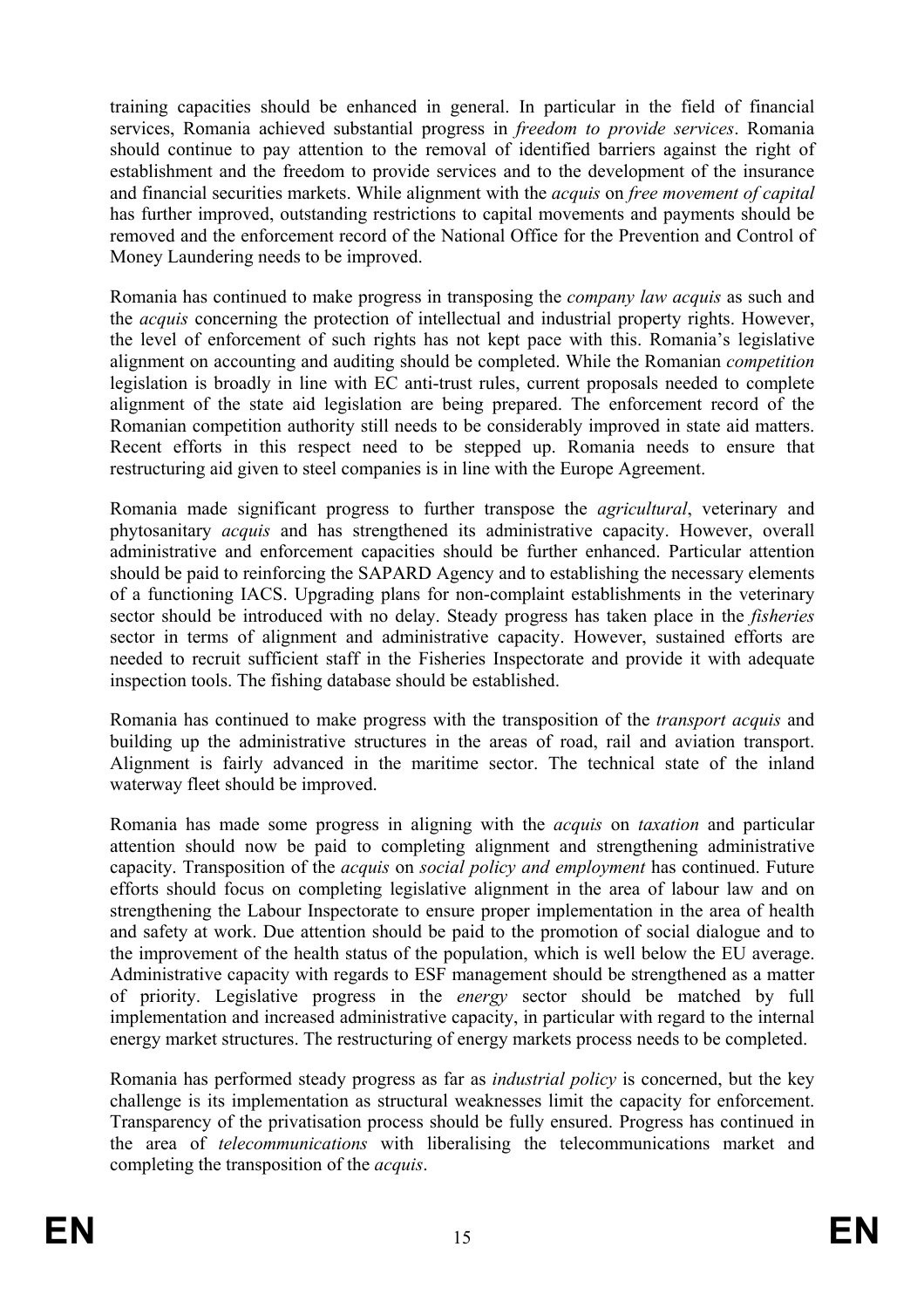training capacities should be enhanced in general. In particular in the field of financial services, Romania achieved substantial progress in *freedom to provide services*. Romania should continue to pay attention to the removal of identified barriers against the right of establishment and the freedom to provide services and to the development of the insurance and financial securities markets. While alignment with the *acquis* on *free movement of capital* has further improved, outstanding restrictions to capital movements and payments should be removed and the enforcement record of the National Office for the Prevention and Control of Money Laundering needs to be improved.

Romania has continued to make progress in transposing the *company law acquis* as such and the *acquis* concerning the protection of intellectual and industrial property rights. However, the level of enforcement of such rights has not kept pace with this. Romania's legislative alignment on accounting and auditing should be completed. While the Romanian *competition* legislation is broadly in line with EC anti-trust rules, current proposals needed to complete alignment of the state aid legislation are being prepared. The enforcement record of the Romanian competition authority still needs to be considerably improved in state aid matters. Recent efforts in this respect need to be stepped up. Romania needs to ensure that restructuring aid given to steel companies is in line with the Europe Agreement.

Romania made significant progress to further transpose the *agricultural*, veterinary and phytosanitary *acquis* and has strengthened its administrative capacity. However, overall administrative and enforcement capacities should be further enhanced. Particular attention should be paid to reinforcing the SAPARD Agency and to establishing the necessary elements of a functioning IACS. Upgrading plans for non-complaint establishments in the veterinary sector should be introduced with no delay. Steady progress has taken place in the *fisheries* sector in terms of alignment and administrative capacity. However, sustained efforts are needed to recruit sufficient staff in the Fisheries Inspectorate and provide it with adequate inspection tools. The fishing database should be established.

Romania has continued to make progress with the transposition of the *transport acquis* and building up the administrative structures in the areas of road, rail and aviation transport. Alignment is fairly advanced in the maritime sector. The technical state of the inland waterway fleet should be improved.

Romania has made some progress in aligning with the *acquis* on *taxation* and particular attention should now be paid to completing alignment and strengthening administrative capacity. Transposition of the *acquis* on *social policy and employment* has continued. Future efforts should focus on completing legislative alignment in the area of labour law and on strengthening the Labour Inspectorate to ensure proper implementation in the area of health and safety at work. Due attention should be paid to the promotion of social dialogue and to the improvement of the health status of the population, which is well below the EU average. Administrative capacity with regards to ESF management should be strengthened as a matter of priority. Legislative progress in the *energy* sector should be matched by full implementation and increased administrative capacity, in particular with regard to the internal energy market structures. The restructuring of energy markets process needs to be completed.

Romania has performed steady progress as far as *industrial policy* is concerned, but the key challenge is its implementation as structural weaknesses limit the capacity for enforcement. Transparency of the privatisation process should be fully ensured. Progress has continued in the area of *telecommunications* with liberalising the telecommunications market and completing the transposition of the *acquis*.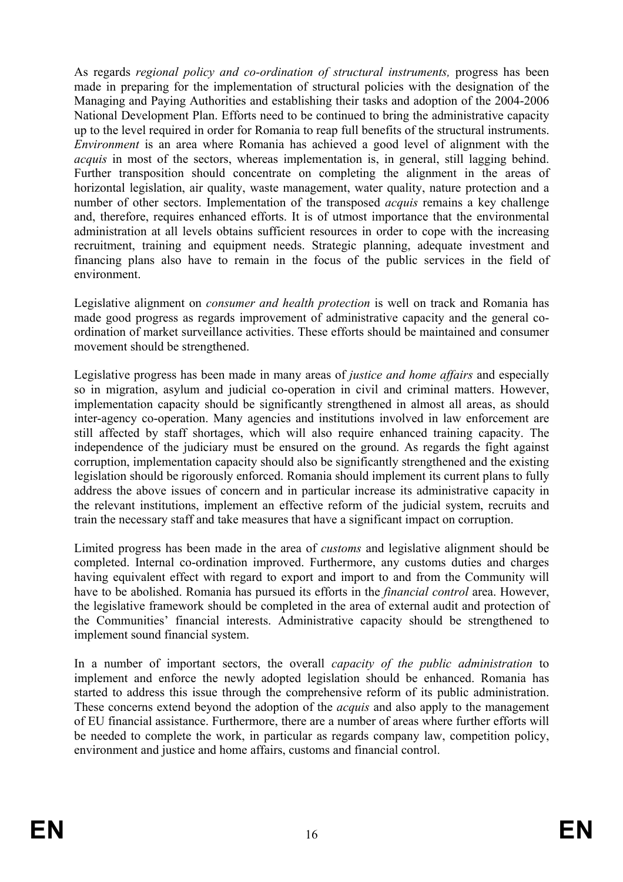As regards *regional policy and co-ordination of structural instruments,* progress has been made in preparing for the implementation of structural policies with the designation of the Managing and Paying Authorities and establishing their tasks and adoption of the 2004-2006 National Development Plan. Efforts need to be continued to bring the administrative capacity up to the level required in order for Romania to reap full benefits of the structural instruments. *Environment* is an area where Romania has achieved a good level of alignment with the *acquis* in most of the sectors, whereas implementation is, in general, still lagging behind. Further transposition should concentrate on completing the alignment in the areas of horizontal legislation, air quality, waste management, water quality, nature protection and a number of other sectors. Implementation of the transposed *acquis* remains a key challenge and, therefore, requires enhanced efforts. It is of utmost importance that the environmental administration at all levels obtains sufficient resources in order to cope with the increasing recruitment, training and equipment needs. Strategic planning, adequate investment and financing plans also have to remain in the focus of the public services in the field of environment.

Legislative alignment on *consumer and health protection* is well on track and Romania has made good progress as regards improvement of administrative capacity and the general co-ordination of market surveillance activities. These efforts should be maintained and consumer movement should be strengthened.

Legislative progress has been made in many areas of *justice and home affairs* and especially so in migration, asylum and judicial co-operation in civil and criminal matters. However, implementation capacity should be significantly strengthened in almost all areas, as should inter-agency co-operation. Many agencies and institutions involved in law enforcement are still affected by staff shortages, which will also require enhanced training capacity. The independence of the judiciary must be ensured on the ground. As regards the fight against corruption, implementation capacity should also be significantly strengthened and the existing legislation should be rigorously enforced. Romania should implement its current plans to fully address the above issues of concern and in particular increase its administrative capacity in the relevant institutions, implement an effective reform of the judicial system, recruits and train the necessary staff and take measures that have a significant impact on corruption.

Limited progress has been made in the area of *customs* and legislative alignment should be completed. Internal co-ordination improved. Furthermore, any customs duties and charges having equivalent effect with regard to export and import to and from the Community will have to be abolished. Romania has pursued its efforts in the *financial control* area. However, the legislative framework should be completed in the area of external audit and protection of the Communities' financial interests. Administrative capacity should be strengthened to implement sound financial system.

In a number of important sectors, the overall *capacity of the public administration* to implement and enforce the newly adopted legislation should be enhanced. Romania has started to address this issue through the comprehensive reform of its public administration. These concerns extend beyond the adoption of the *acquis* and also apply to the management of EU financial assistance. Furthermore, there are a number of areas where further efforts will be needed to complete the work, in particular as regards company law, competition policy, environment and justice and home affairs, customs and financial control.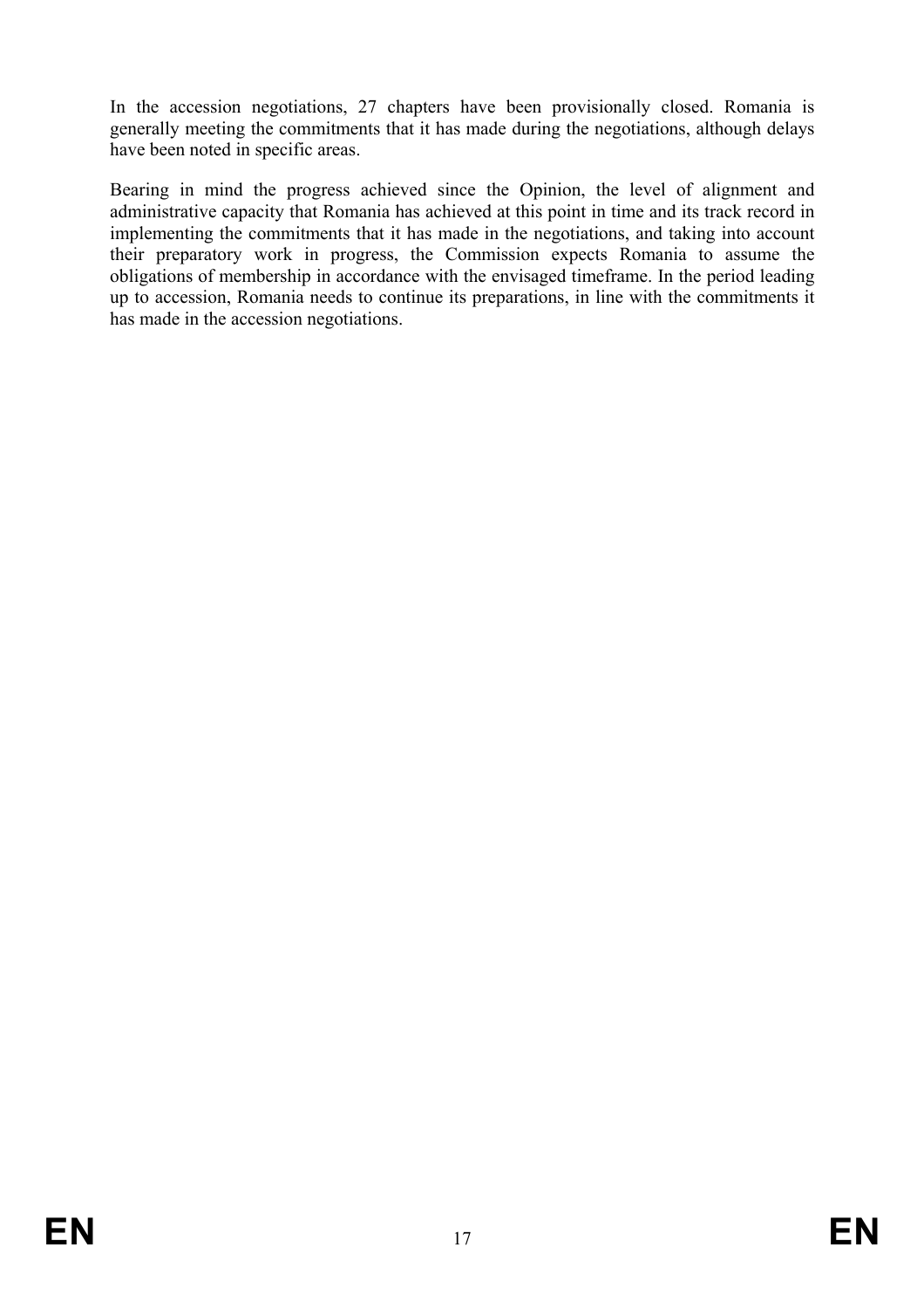In the accession negotiations, 27 chapters have been provisionally closed. Romania is generally meeting the commitments that it has made during the negotiations, although delays have been noted in specific areas.

Bearing in mind the progress achieved since the Opinion, the level of alignment and administrative capacity that Romania has achieved at this point in time and its track record in implementing the commitments that it has made in the negotiations, and taking into account their preparatory work in progress, the Commission expects Romania to assume the obligations of membership in accordance with the envisaged timeframe. In the period leading up to accession, Romania needs to continue its preparations, in line with the commitments it has made in the accession negotiations.